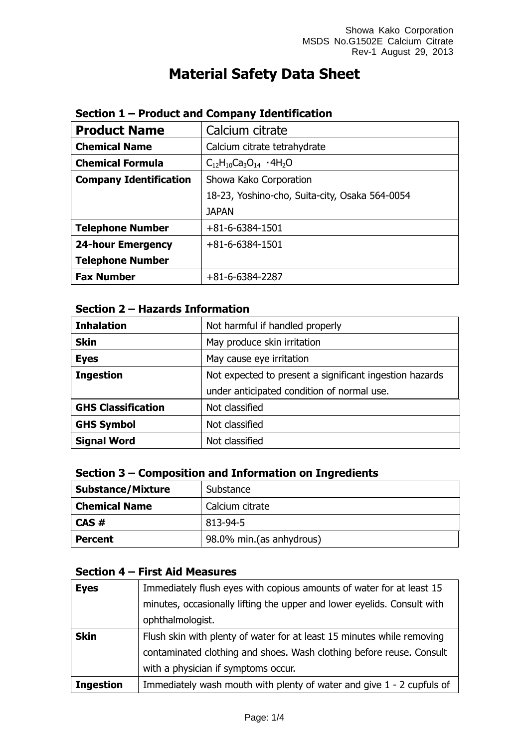# Material Safety Data Sheet

Showa Kako Corporation
MSDS No.G1502E Calcium Citrate
Rev-1 August 29, 2013

## Section 1 – Product and Company Identification

| **Product Name** | Calcium citrate |
|---|---|
| **Chemical Name** | Calcium citrate tetrahydrate |
| **Chemical Formula** | $C_{12}H_{10}Ca_3O_{14} \cdot 4H_2O$ |
| **Company Identification** | Showa Kako Corporation<br>18-23, Yoshino-cho, Suita-city, Osaka 564-0054<br>JAPAN |
| **Telephone Number** | +81-6-6384-1501 |
| **24-hour Emergency Telephone Number** | +81-6-6384-1501 |
| **Fax Number** | +81-6-6384-2287 |

## Section 2 – Hazards Information

| **Inhalation** | Not harmful if handled properly |
|---|---|
| **Skin** | May produce skin irritation |
| **Eyes** | May cause eye irritation |
| **Ingestion** | Not expected to present a significant ingestion hazards under anticipated condition of normal use. |
| **GHS Classification** | Not classified |
| **GHS Symbol** | Not classified |
| **Signal Word** | Not classified |

## Section 3 – Composition and Information on Ingredients

| **Substance/Mixture** | Substance |
|---|---|
| **Chemical Name** | Calcium citrate |
| **CAS #** | 813-94-5 |
| **Percent** | 98.0% min.(as anhydrous) |

## Section 4 – First Aid Measures

| **Eyes** | Immediately flush eyes with copious amounts of water for at least 15 minutes, occasionally lifting the upper and lower eyelids. Consult with ophthalmologist. |
|---|---|
| **Skin** | Flush skin with plenty of water for at least 15 minutes while removing contaminated clothing and shoes. Wash clothing before reuse. Consult with a physician if symptoms occur. |
| **Ingestion** | Immediately wash mouth with plenty of water and give 1 - 2 cupfuls of |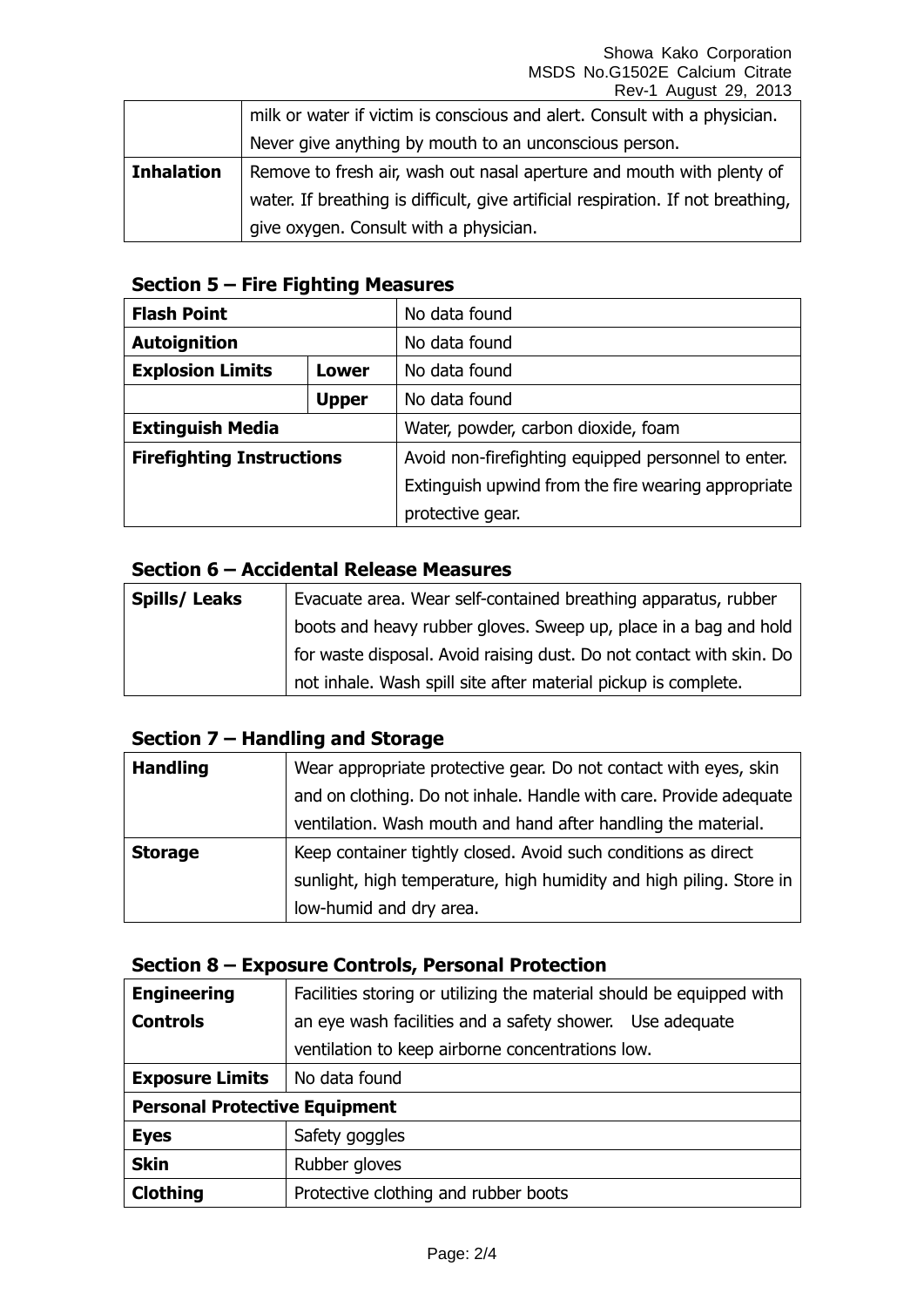|  |  |
|---|---|
|  | milk or water if victim is conscious and alert. Consult with a physician. Never give anything by mouth to an unconscious person. |
| **Inhalation** | Remove to fresh air, wash out nasal aperture and mouth with plenty of water. If breathing is difficult, give artificial respiration. If not breathing, give oxygen. Consult with a physician. |

## Section 5 – Fire Fighting Measures

| | | |
|---|---|---|
| **Flash Point** | | No data found |
| **Autoignition** | | No data found |
| **Explosion Limits** | **Lower** | No data found |
| | **Upper** | No data found |
| **Extinguish Media** | | Water, powder, carbon dioxide, foam |
| **Firefighting Instructions** | | Avoid non-firefighting equipped personnel to enter. Extinguish upwind from the fire wearing appropriate protective gear. |

## Section 6 – Accidental Release Measures

| | |
|---|---|
| **Spills/ Leaks** | Evacuate area. Wear self-contained breathing apparatus, rubber boots and heavy rubber gloves. Sweep up, place in a bag and hold for waste disposal. Avoid raising dust. Do not contact with skin. Do not inhale. Wash spill site after material pickup is complete. |

## Section 7 – Handling and Storage

| | |
|---|---|
| **Handling** | Wear appropriate protective gear. Do not contact with eyes, skin and on clothing. Do not inhale. Handle with care. Provide adequate ventilation. Wash mouth and hand after handling the material. |
| **Storage** | Keep container tightly closed. Avoid such conditions as direct sunlight, high temperature, high humidity and high piling. Store in low-humid and dry area. |

## Section 8 – Exposure Controls, Personal Protection

| | |
|---|---|
| **Engineering Controls** | Facilities storing or utilizing the material should be equipped with an eye wash facilities and a safety shower. Use adequate ventilation to keep airborne concentrations low. |
| **Exposure Limits** | No data found |
| **Personal Protective Equipment** | |
| **Eyes** | Safety goggles |
| **Skin** | Rubber gloves |
| **Clothing** | Protective clothing and rubber boots |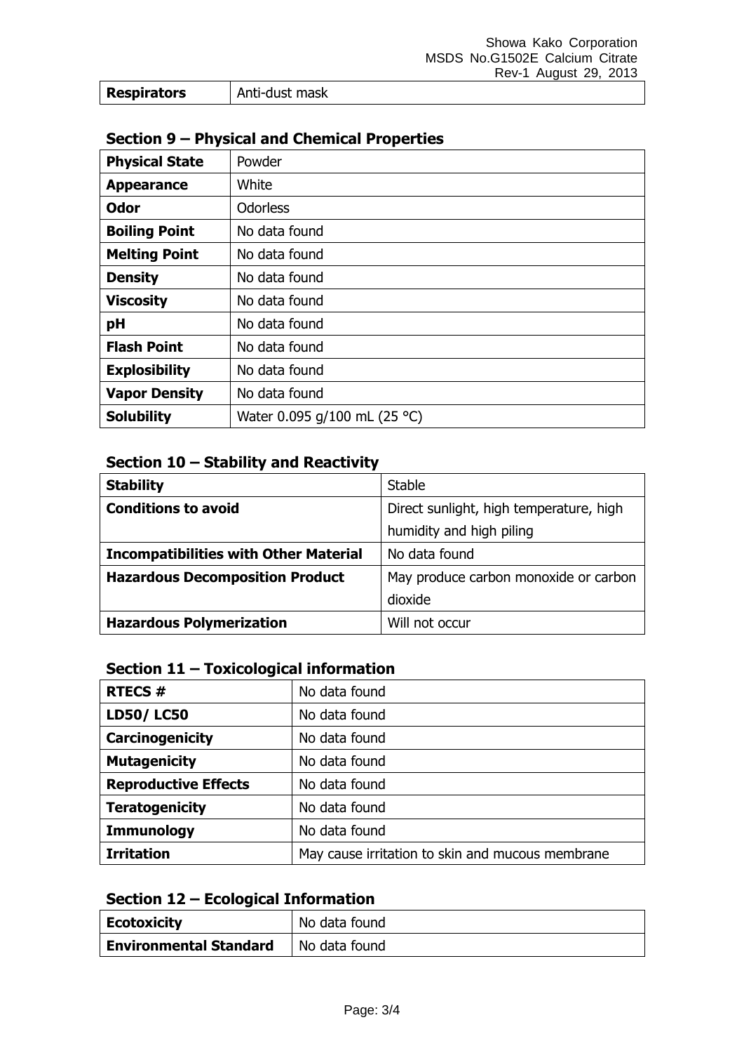| **Respirators** | Anti-dust mask |
| --- | --- |

## Section 9 – Physical and Chemical Properties

| **Physical State** | Powder |
| --- | --- |
| **Appearance** | White |
| **Odor** | Odorless |
| **Boiling Point** | No data found |
| **Melting Point** | No data found |
| **Density** | No data found |
| **Viscosity** | No data found |
| **pH** | No data found |
| **Flash Point** | No data found |
| **Explosibility** | No data found |
| **Vapor Density** | No data found |
| **Solubility** | Water 0.095 g/100 mL (25 °C) |

## Section 10 – Stability and Reactivity

| **Stability** | Stable |
| --- | --- |
| **Conditions to avoid** | Direct sunlight, high temperature, high humidity and high piling |
| **Incompatibilities with Other Material** | No data found |
| **Hazardous Decomposition Product** | May produce carbon monoxide or carbon dioxide |
| **Hazardous Polymerization** | Will not occur |

## Section 11 – Toxicological information

| **RTECS #** | No data found |
| --- | --- |
| **LD50/ LC50** | No data found |
| **Carcinogenicity** | No data found |
| **Mutagenicity** | No data found |
| **Reproductive Effects** | No data found |
| **Teratogenicity** | No data found |
| **Immunology** | No data found |
| **Irritation** | May cause irritation to skin and mucous membrane |

## Section 12 – Ecological Information

| **Ecotoxicity** | No data found |
| --- | --- |
| **Environmental Standard** | No data found |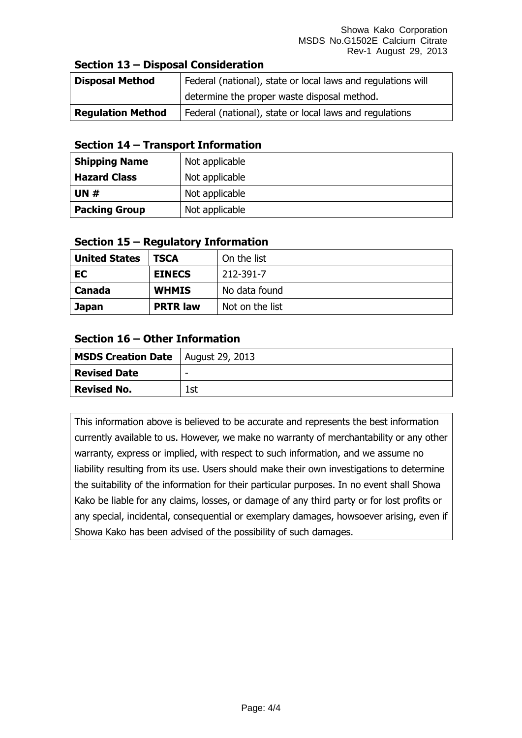## Section 13 – Disposal Consideration

| | |
|---|---|
| **Disposal Method** | Federal (national), state or local laws and regulations will determine the proper waste disposal method. |
| **Regulation Method** | Federal (national), state or local laws and regulations |

## Section 14 – Transport Information

| | |
|---|---|
| **Shipping Name** | Not applicable |
| **Hazard Class** | Not applicable |
| **UN #** | Not applicable |
| **Packing Group** | Not applicable |

## Section 15 – Regulatory Information

| | | |
|---|---|---|
| **United States** | **TSCA** | On the list |
| **EC** | **EINECS** | 212-391-7 |
| **Canada** | **WHMIS** | No data found |
| **Japan** | **PRTR law** | Not on the list |

## Section 16 – Other Information

| | |
|---|---|
| **MSDS Creation Date** | August 29, 2013 |
| **Revised Date** | - |
| **Revised No.** | 1st |

This information above is believed to be accurate and represents the best information currently available to us. However, we make no warranty of merchantability or any other warranty, express or implied, with respect to such information, and we assume no liability resulting from its use. Users should make their own investigations to determine the suitability of the information for their particular purposes. In no event shall Showa Kako be liable for any claims, losses, or damage of any third party or for lost profits or any special, incidental, consequential or exemplary damages, howsoever arising, even if Showa Kako has been advised of the possibility of such damages.